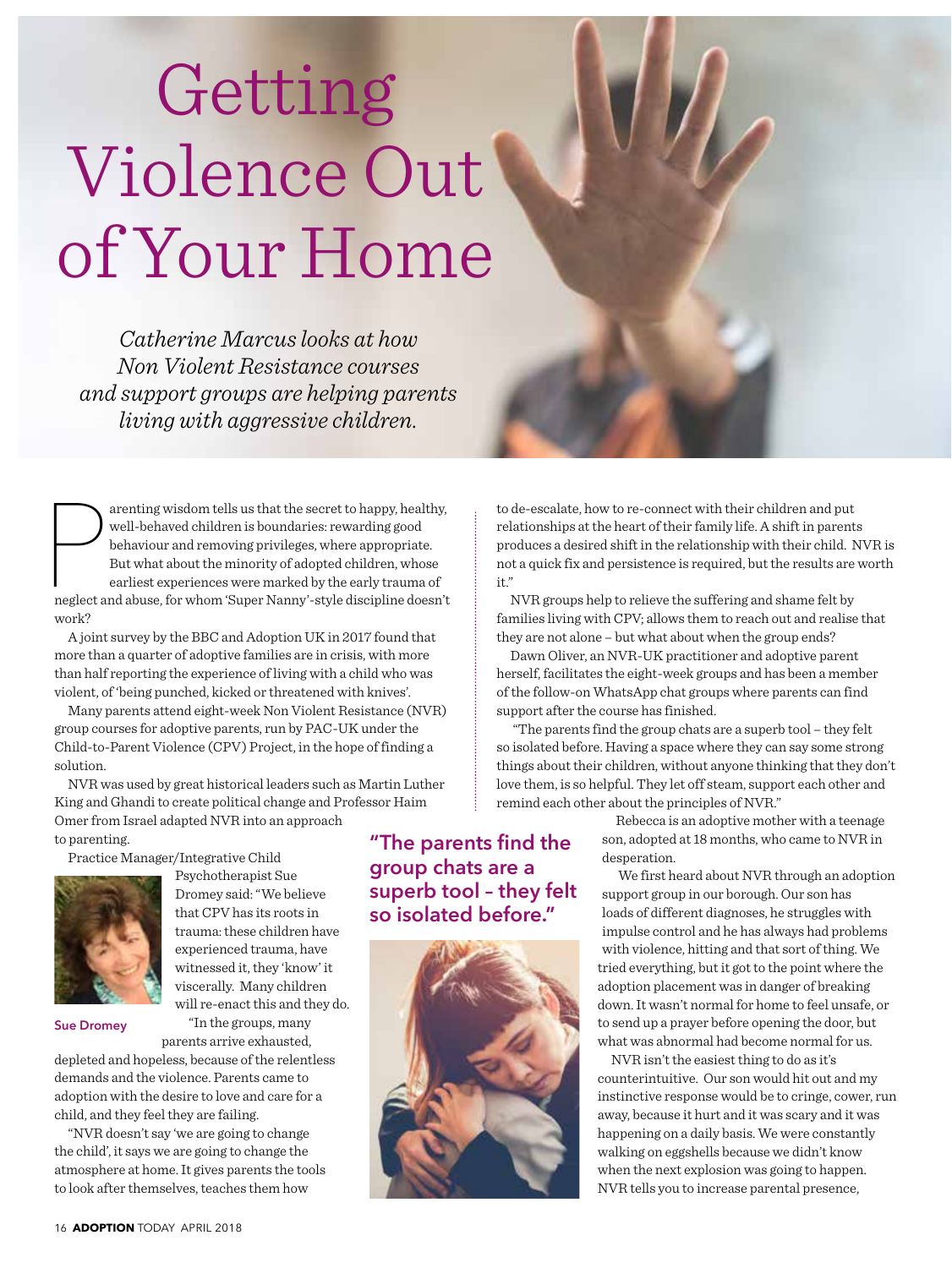# Getting Violence Out of Your Home

*Catherine Marcus looks at how Non Violent Resistance courses and support groups are helping parents living with aggressive children.*

Parenting wisdom tells us that the secret to happy, healthy, well-behaved children is boundaries: rewarding good behaviour and removing privileges, where appropriate. But what about the minority of adopted children, whose earliest experiences were marked by the early trauma of neglect and abuse, for whom 'Super Nanny'-style discipline doesn't work?

A joint survey by the BBC and Adoption UK in 2017 found that more than a quarter of adoptive families are in crisis, with more than half reporting the experience of living with a child who was violent, of 'being punched, kicked or threatened with knives'.

Many parents attend eight-week Non Violent Resistance (NVR) group courses for adoptive parents, run by PAC-UK under the Child-to-Parent Violence (CPV) Project, in the hope of finding a solution.

NVR was used by great historical leaders such as Martin Luther King and Ghandi to create political change and Professor Haim Omer from Israel adapted NVR into an approach to parenting.

Practice Manager/Integrative Child Psychotherapist Sue Dromey said: "We believe that CPV has its roots in trauma: these children have experienced trauma, have witnessed it, they 'know' it viscerally. Many children will re-enact this and they do.

Sue Dromey

"In the groups, many parents arrive exhausted, depleted and hopeless, because of the relentless demands and the violence. Parents came to adoption with the desire to love and care for a child, and they feel they are failing.

"NVR doesn't say 'we are going to change the child', it says we are going to change the atmosphere at home. It gives parents the tools to look after themselves, teaches them how to de-escalate, how to re-connect with their children and put relationships at the heart of their family life. A shift in parents produces a desired shift in the relationship with their child. NVR is not a quick fix and persistence is required, but the results are worth it."

NVR groups help to relieve the suffering and shame felt by families living with CPV; allows them to reach out and realise that they are not alone – but what about when the group ends?

Dawn Oliver, an NVR-UK practitioner and adoptive parent herself, facilitates the eight-week groups and has been a member of the follow-on WhatsApp chat groups where parents can find support after the course has finished.

"The parents find the group chats are a superb tool – they felt so isolated before. Having a space where they can say some strong things about their children, without anyone thinking that they don't love them, is so helpful. They let off steam, support each other and remind each other about the principles of NVR."

**"The parents find the group chats are a superb tool – they felt so isolated before."**

Rebecca is an adoptive mother with a teenage son, adopted at 18 months, who came to NVR in desperation.

We first heard about NVR through an adoption support group in our borough. Our son has loads of different diagnoses, he struggles with impulse control and he has always had problems with violence, hitting and that sort of thing. We tried everything, but it got to the point where the adoption placement was in danger of breaking down. It wasn't normal for home to feel unsafe, or to send up a prayer before opening the door, but what was abnormal had become normal for us.

NVR isn't the easiest thing to do as it's counterintuitive. Our son would hit out and my instinctive response would be to cringe, cower, run away, because it hurt and it was scary and it was happening on a daily basis. We were constantly walking on eggshells because we didn't know when the next explosion was going to happen. NVR tells you to increase parental presence,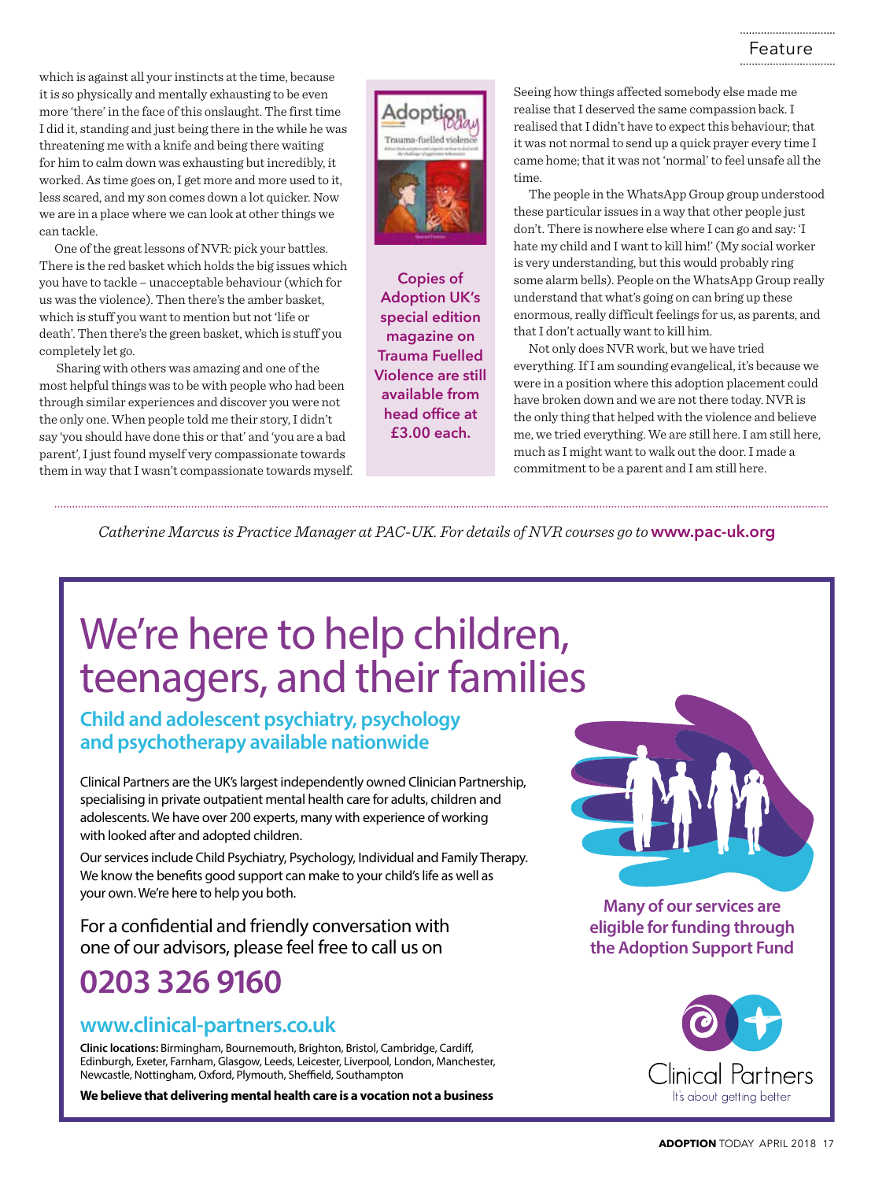which is against all your instincts at the time, because it is so physically and mentally exhausting to be even more 'there' in the face of this onslaught. The first time I did it, standing and just being there in the while he was threatening me with a knife and being there waiting for him to calm down was exhausting but incredibly, it worked. As time goes on, I get more and more used to it, less scared, and my son comes down a lot quicker. Now we are in a place where we can look at other things we can tackle.

One of the great lessons of NVR: pick your battles. There is the red basket which holds the big issues which you have to tackle – unacceptable behaviour (which for us was the violence). Then there's the amber basket, which is stuff you want to mention but not 'life or death'. Then there's the green basket, which is stuff you completely let go.

Sharing with others was amazing and one of the most helpful things was to be with people who had been through similar experiences and discover you were not the only one. When people told me their story, I didn't say 'you should have done this or that' and 'you are a bad parent', I just found myself very compassionate towards them in way that I wasn't compassionate towards myself.

**Copies of Adoption UK's special edition magazine on Trauma Fuelled Violence are still available from head office at £3.00 each.**

Seeing how things affected somebody else made me realise that I deserved the same compassion back. I realised that I didn't have to expect this behaviour; that it was not normal to send up a quick prayer every time I came home; that it was not 'normal' to feel unsafe all the time.

The people in the WhatsApp Group group understood these particular issues in a way that other people just don't. There is nowhere else where I can go and say: 'I hate my child and I want to kill him!' (My social worker is very understanding, but this would probably ring some alarm bells). People on the WhatsApp Group really understand that what's going on can bring up these enormous, really difficult feelings for us, as parents, and that I don't actually want to kill him.

Not only does NVR work, but we have tried everything. If I am sounding evangelical, it's because we were in a position where this adoption placement could have broken down and we are not there today. NVR is the only thing that helped with the violence and believe me, we tried everything. We are still here. I am still here, much as I might want to walk out the door. I made a commitment to be a parent and I am still here.

---

*Catherine Marcus is Practice Manager at PAC-UK. For details of NVR courses go to* **www.pac-uk.org**

---

# We're here to help children, teenagers, and their families

## Child and adolescent psychiatry, psychology and psychotherapy available nationwide

Clinical Partners are the UK's largest independently owned Clinician Partnership, specialising in private outpatient mental health care for adults, children and adolescents. We have over 200 experts, many with experience of working with looked after and adopted children.

Our services include Child Psychiatry, Psychology, Individual and Family Therapy. We know the benefits good support can make to your child's life as well as your own. We're here to help you both.

For a confidential and friendly conversation with one of our advisors, please feel free to call us on

## 0203 326 9160

**www.clinical-partners.co.uk**

**Clinic locations:** Birmingham, Bournemouth, Brighton, Bristol, Cambridge, Cardiff, Edinburgh, Exeter, Farnham, Glasgow, Leeds, Leicester, Liverpool, London, Manchester, Newcastle, Nottingham, Oxford, Plymouth, Sheffield, Southampton

**We believe that delivering mental health care is a vocation not a business**

**Many of our services are eligible for funding through the Adoption Support Fund**

Clinical Partners
It's about getting better